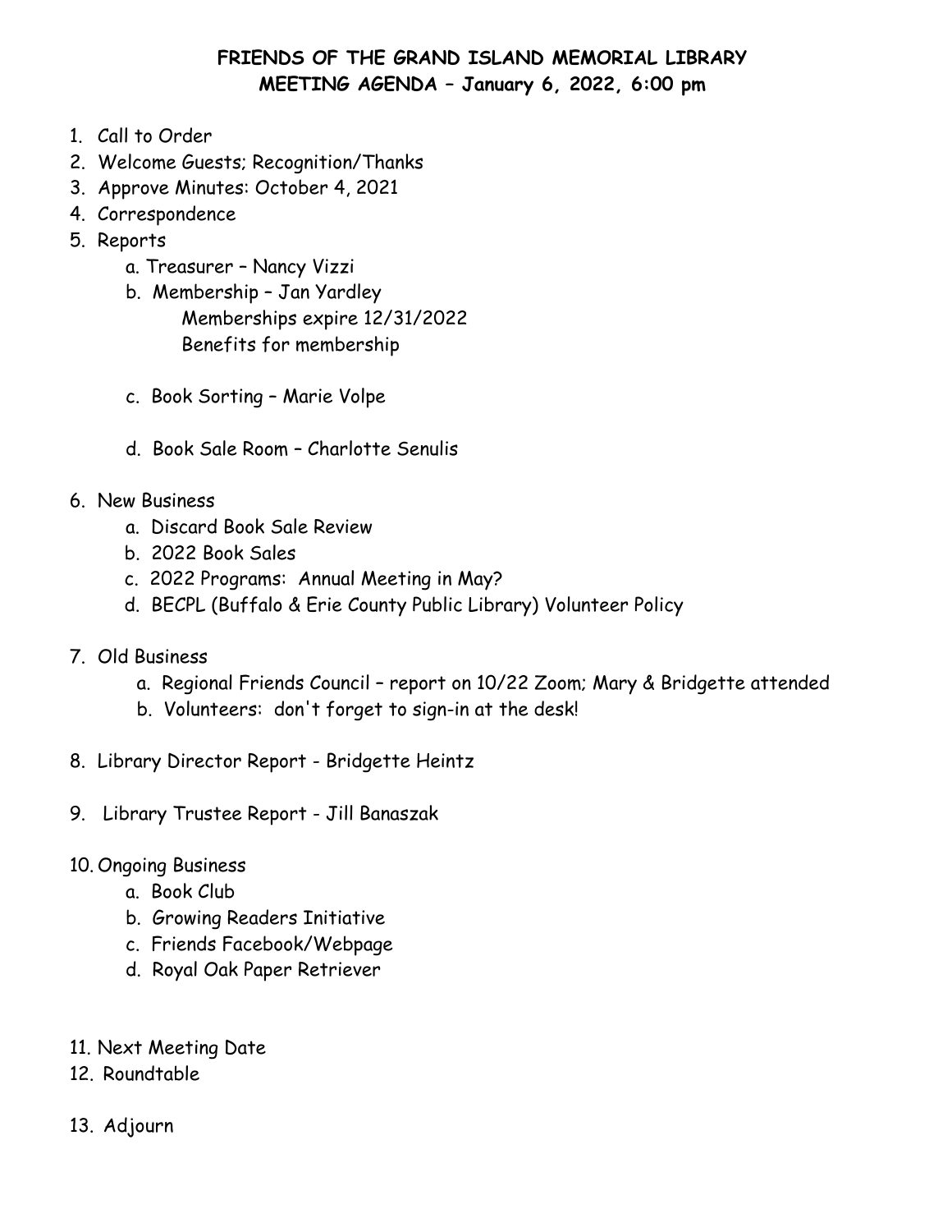# FRIENDS OF THE GRAND ISLAND MEMORIAL LIBRARY
## MEETING AGENDA – January 6, 2022, 6:00 pm

1. Call to Order
2. Welcome Guests; Recognition/Thanks
3. Approve Minutes: October 4, 2021
4. Correspondence
5. Reports
   a. Treasurer – Nancy Vizzi
   b. Membership – Jan Yardley
      Memberships expire 12/31/2022
      Benefits for membership
   c. Book Sorting – Marie Volpe
   d. Book Sale Room – Charlotte Senulis
6. New Business
   a. Discard Book Sale Review
   b. 2022 Book Sales
   c. 2022 Programs: Annual Meeting in May?
   d. BECPL (Buffalo & Erie County Public Library) Volunteer Policy
7. Old Business
   a. Regional Friends Council – report on 10/22 Zoom; Mary & Bridgette attended
   b. Volunteers: don't forget to sign-in at the desk!
8. Library Director Report - Bridgette Heintz
9. Library Trustee Report - Jill Banaszak
10. Ongoing Business
    a. Book Club
    b. Growing Readers Initiative
    c. Friends Facebook/Webpage
    d. Royal Oak Paper Retriever
11. Next Meeting Date
12. Roundtable
13. Adjourn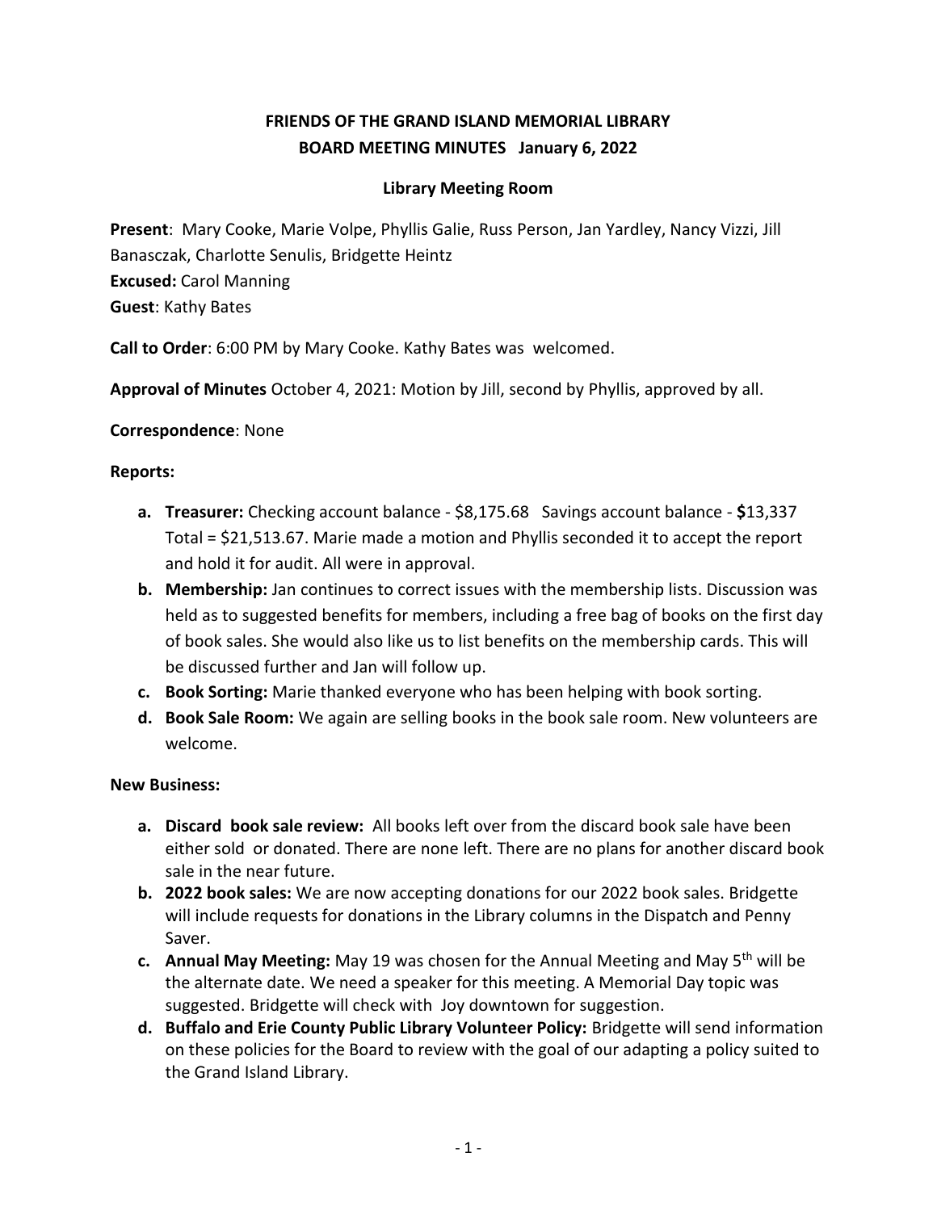**FRIENDS OF THE GRAND ISLAND MEMORIAL LIBRARY**
**BOARD MEETING MINUTES January 6, 2022**

**Library Meeting Room**

**Present**: Mary Cooke, Marie Volpe, Phyllis Galie, Russ Person, Jan Yardley, Nancy Vizzi, Jill Banasczak, Charlotte Senulis, Bridgette Heintz
**Excused:** Carol Manning
**Guest**: Kathy Bates

**Call to Order**: 6:00 PM by Mary Cooke. Kathy Bates was welcomed.

**Approval of Minutes** October 4, 2021: Motion by Jill, second by Phyllis, approved by all.

**Correspondence**: None

**Reports:**

- **a. Treasurer:** Checking account balance - $8,175.68 Savings account balance - **$**13,337 Total = $21,513.67. Marie made a motion and Phyllis seconded it to accept the report and hold it for audit. All were in approval.
- **b. Membership:** Jan continues to correct issues with the membership lists. Discussion was held as to suggested benefits for members, including a free bag of books on the first day of book sales. She would also like us to list benefits on the membership cards. This will be discussed further and Jan will follow up.
- **c. Book Sorting:** Marie thanked everyone who has been helping with book sorting.
- **d. Book Sale Room:** We again are selling books in the book sale room. New volunteers are welcome.

**New Business:**

- **a. Discard book sale review:** All books left over from the discard book sale have been either sold or donated. There are none left. There are no plans for another discard book sale in the near future.
- **b. 2022 book sales:** We are now accepting donations for our 2022 book sales. Bridgette will include requests for donations in the Library columns in the Dispatch and Penny Saver.
- **c. Annual May Meeting:** May 19 was chosen for the Annual Meeting and May 5th will be the alternate date. We need a speaker for this meeting. A Memorial Day topic was suggested. Bridgette will check with Joy downtown for suggestion.
- **d. Buffalo and Erie County Public Library Volunteer Policy:** Bridgette will send information on these policies for the Board to review with the goal of our adapting a policy suited to the Grand Island Library.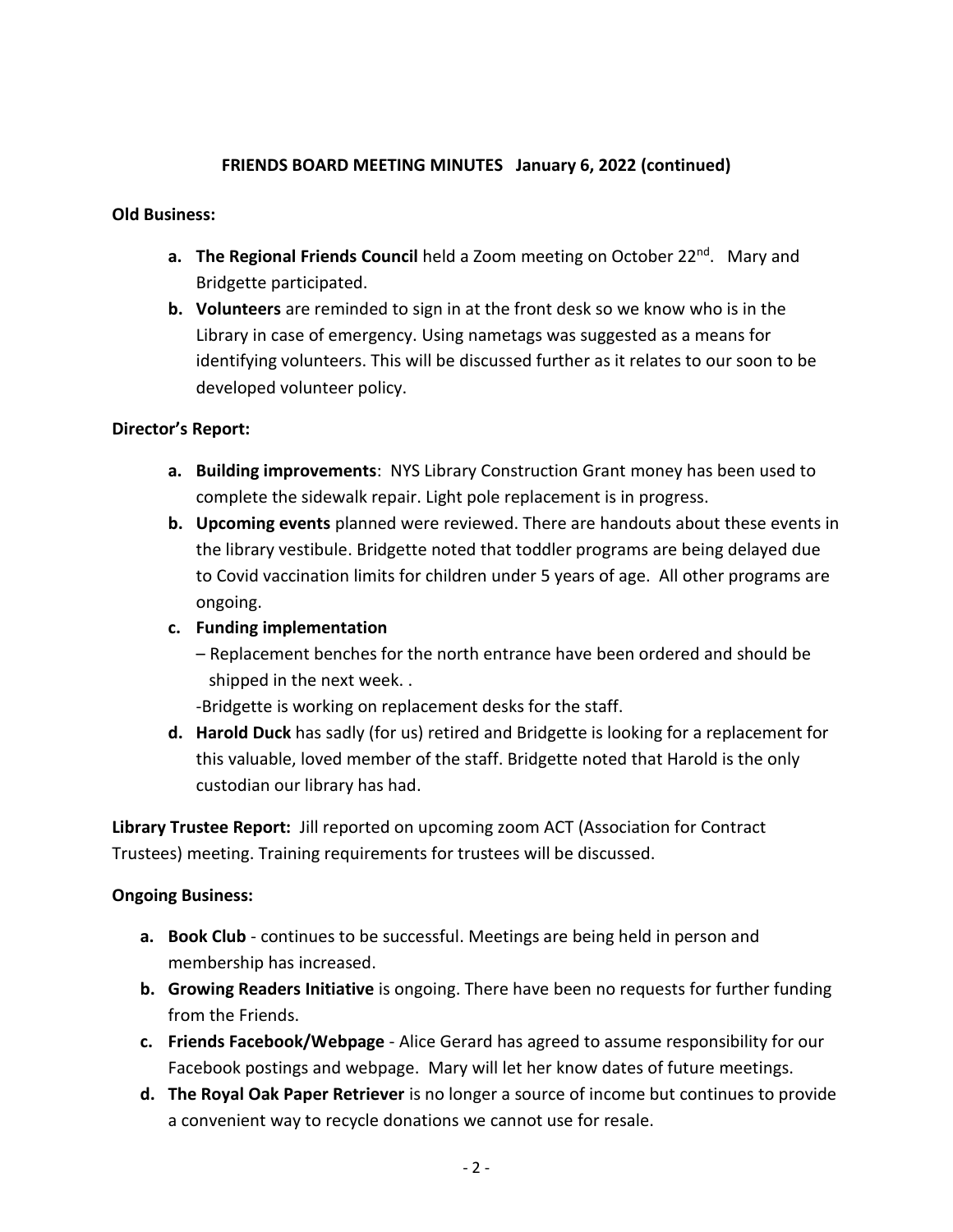**FRIENDS BOARD MEETING MINUTES January 6, 2022 (continued)**

**Old Business:**

- **a. The Regional Friends Council** held a Zoom meeting on October 22nd. Mary and Bridgette participated.
- **b. Volunteers** are reminded to sign in at the front desk so we know who is in the Library in case of emergency. Using nametags was suggested as a means for identifying volunteers. This will be discussed further as it relates to our soon to be developed volunteer policy.

**Director's Report:**

- **a. Building improvements**: NYS Library Construction Grant money has been used to complete the sidewalk repair. Light pole replacement is in progress.
- **b. Upcoming events** planned were reviewed. There are handouts about these events in the library vestibule. Bridgette noted that toddler programs are being delayed due to Covid vaccination limits for children under 5 years of age. All other programs are ongoing.
- **c. Funding implementation**
  – Replacement benches for the north entrance have been ordered and should be shipped in the next week. .
  -Bridgette is working on replacement desks for the staff.
- **d. Harold Duck** has sadly (for us) retired and Bridgette is looking for a replacement for this valuable, loved member of the staff. Bridgette noted that Harold is the only custodian our library has had.

**Library Trustee Report:** Jill reported on upcoming zoom ACT (Association for Contract Trustees) meeting. Training requirements for trustees will be discussed.

**Ongoing Business:**

- **a. Book Club** - continues to be successful. Meetings are being held in person and membership has increased.
- **b. Growing Readers Initiative** is ongoing. There have been no requests for further funding from the Friends.
- **c. Friends Facebook/Webpage** - Alice Gerard has agreed to assume responsibility for our Facebook postings and webpage. Mary will let her know dates of future meetings.
- **d. The Royal Oak Paper Retriever** is no longer a source of income but continues to provide a convenient way to recycle donations we cannot use for resale.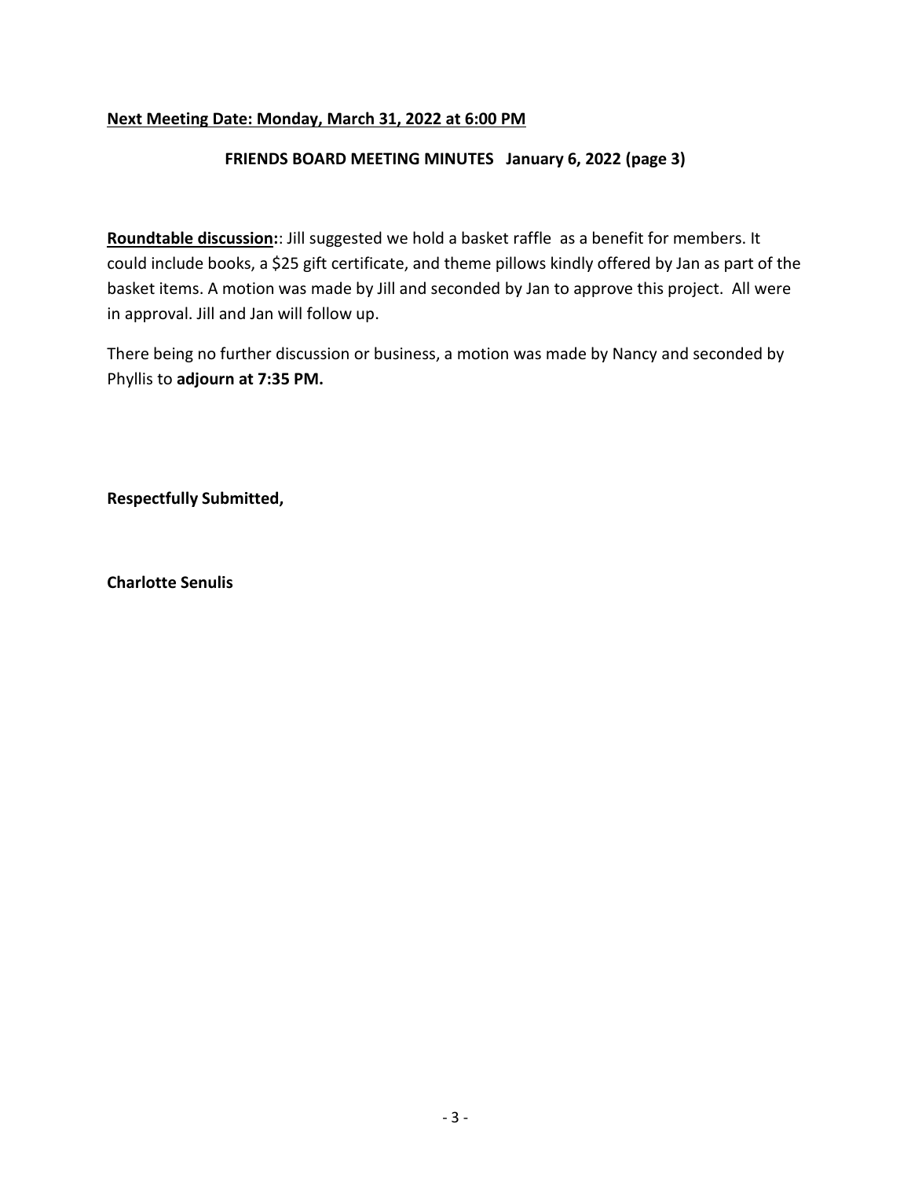**Next Meeting Date: Monday, March 31, 2022 at 6:00 PM**

**FRIENDS BOARD MEETING MINUTES January 6, 2022 (page 3)**

**Roundtable discussion:**: Jill suggested we hold a basket raffle as a benefit for members. It could include books, a $25 gift certificate, and theme pillows kindly offered by Jan as part of the basket items. A motion was made by Jill and seconded by Jan to approve this project. All were in approval. Jill and Jan will follow up.

There being no further discussion or business, a motion was made by Nancy and seconded by Phyllis to **adjourn at 7:35 PM.**

**Respectfully Submitted,**

**Charlotte Senulis**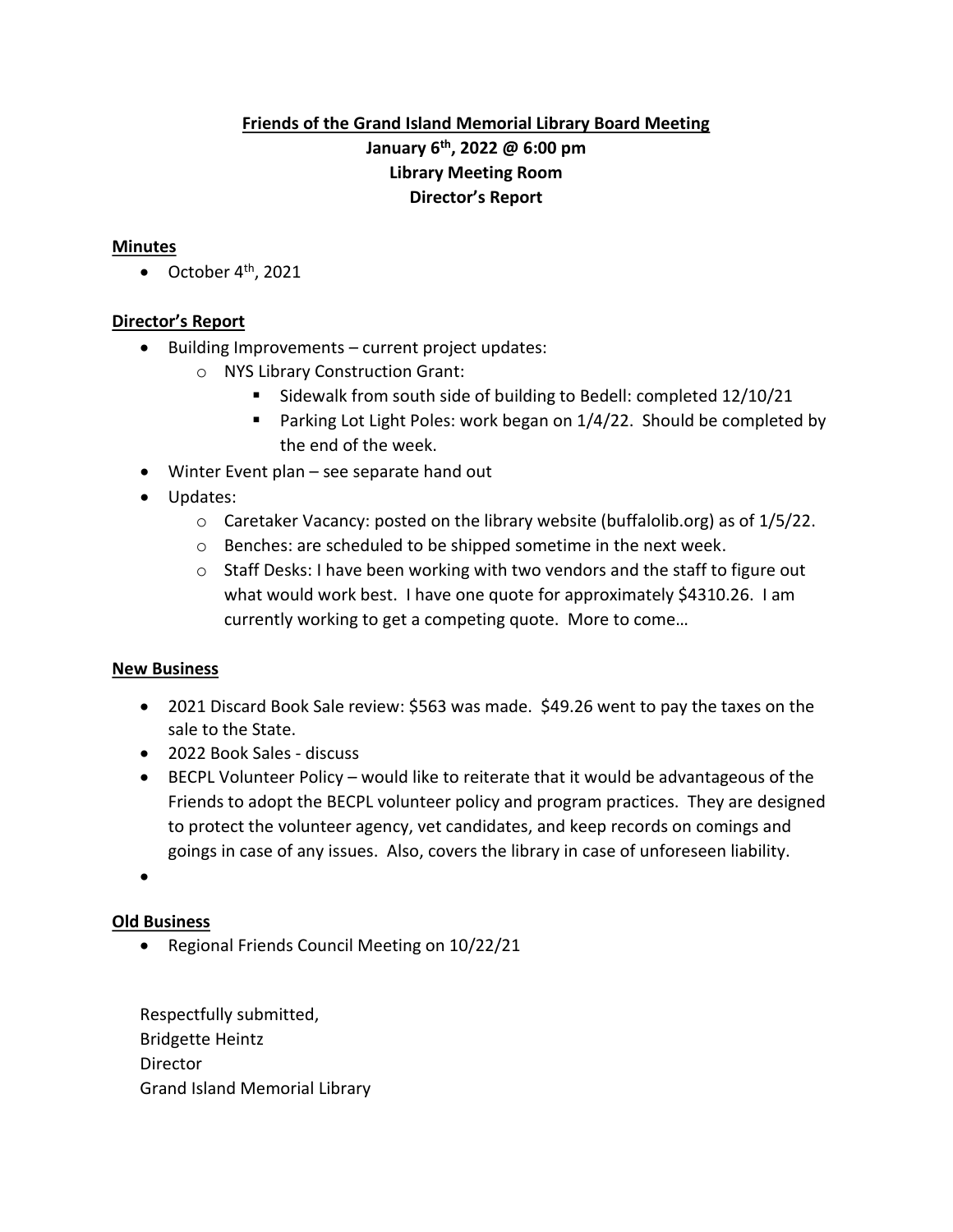**Friends of the Grand Island Memorial Library Board Meeting**
**January 6th, 2022 @ 6:00 pm**
**Library Meeting Room**
**Director's Report**

**Minutes**

- October 4th, 2021

**Director's Report**

- Building Improvements – current project updates:
  - NYS Library Construction Grant:
    - Sidewalk from south side of building to Bedell: completed 12/10/21
    - Parking Lot Light Poles: work began on 1/4/22. Should be completed by the end of the week.
- Winter Event plan – see separate hand out
- Updates:
  - Caretaker Vacancy: posted on the library website (buffalolib.org) as of 1/5/22.
  - Benches: are scheduled to be shipped sometime in the next week.
  - Staff Desks: I have been working with two vendors and the staff to figure out what would work best. I have one quote for approximately $4310.26. I am currently working to get a competing quote. More to come…

**New Business**

- 2021 Discard Book Sale review: $563 was made. $49.26 went to pay the taxes on the sale to the State.
- 2022 Book Sales - discuss
- BECPL Volunteer Policy – would like to reiterate that it would be advantageous of the Friends to adopt the BECPL volunteer policy and program practices. They are designed to protect the volunteer agency, vet candidates, and keep records on comings and goings in case of any issues. Also, covers the library in case of unforeseen liability.
- 

**Old Business**

- Regional Friends Council Meeting on 10/22/21

Respectfully submitted,
Bridgette Heintz
Director
Grand Island Memorial Library